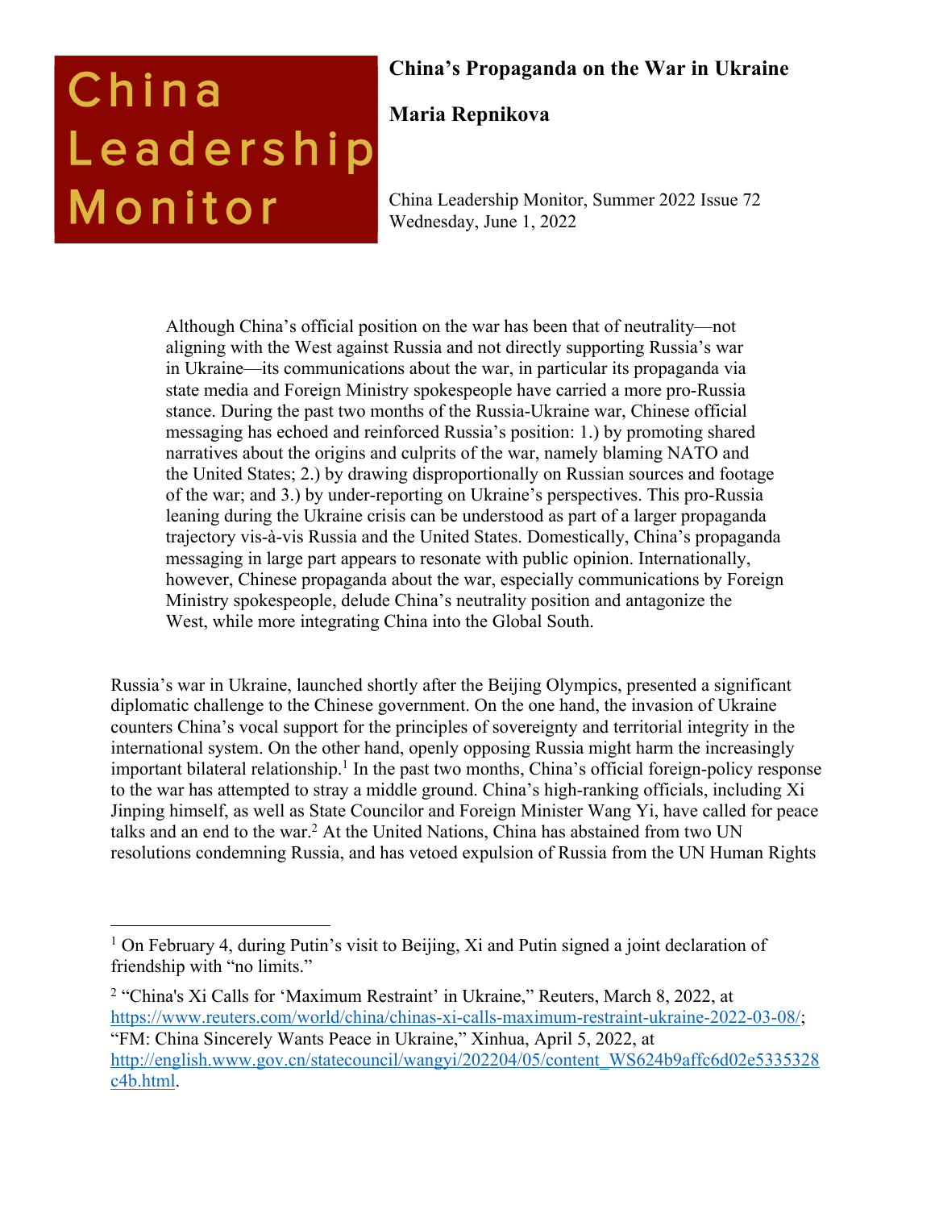China Leadership Monitor

# China's Propaganda on the War in Ukraine

**Maria Repnikova**

China Leadership Monitor, Summer 2022 Issue 72
Wednesday, June 1, 2022

> Although China's official position on the war has been that of neutrality—not aligning with the West against Russia and not directly supporting Russia's war in Ukraine—its communications about the war, in particular its propaganda via state media and Foreign Ministry spokespeople have carried a more pro-Russia stance. During the past two months of the Russia-Ukraine war, Chinese official messaging has echoed and reinforced Russia's position: 1.) by promoting shared narratives about the origins and culprits of the war, namely blaming NATO and the United States; 2.) by drawing disproportionally on Russian sources and footage of the war; and 3.) by under-reporting on Ukraine's perspectives. This pro-Russia leaning during the Ukraine crisis can be understood as part of a larger propaganda trajectory vis-à-vis Russia and the United States. Domestically, China's propaganda messaging in large part appears to resonate with public opinion. Internationally, however, Chinese propaganda about the war, especially communications by Foreign Ministry spokespeople, delude China's neutrality position and antagonize the West, while more integrating China into the Global South.

Russia's war in Ukraine, launched shortly after the Beijing Olympics, presented a significant diplomatic challenge to the Chinese government. On the one hand, the invasion of Ukraine counters China's vocal support for the principles of sovereignty and territorial integrity in the international system. On the other hand, openly opposing Russia might harm the increasingly important bilateral relationship.[1] In the past two months, China's official foreign-policy response to the war has attempted to stray a middle ground. China's high-ranking officials, including Xi Jinping himself, as well as State Councilor and Foreign Minister Wang Yi, have called for peace talks and an end to the war.[2] At the United Nations, China has abstained from two UN resolutions condemning Russia, and has vetoed expulsion of Russia from the UN Human Rights

---

[1] On February 4, during Putin's visit to Beijing, Xi and Putin signed a joint declaration of friendship with "no limits."

[2] "China's Xi Calls for 'Maximum Restraint' in Ukraine," Reuters, March 8, 2022, at https://www.reuters.com/world/china/chinas-xi-calls-maximum-restraint-ukraine-2022-03-08/; "FM: China Sincerely Wants Peace in Ukraine," Xinhua, April 5, 2022, at http://english.www.gov.cn/statecouncil/wangyi/202204/05/content_WS624b9affc6d02e5335328c4b.html.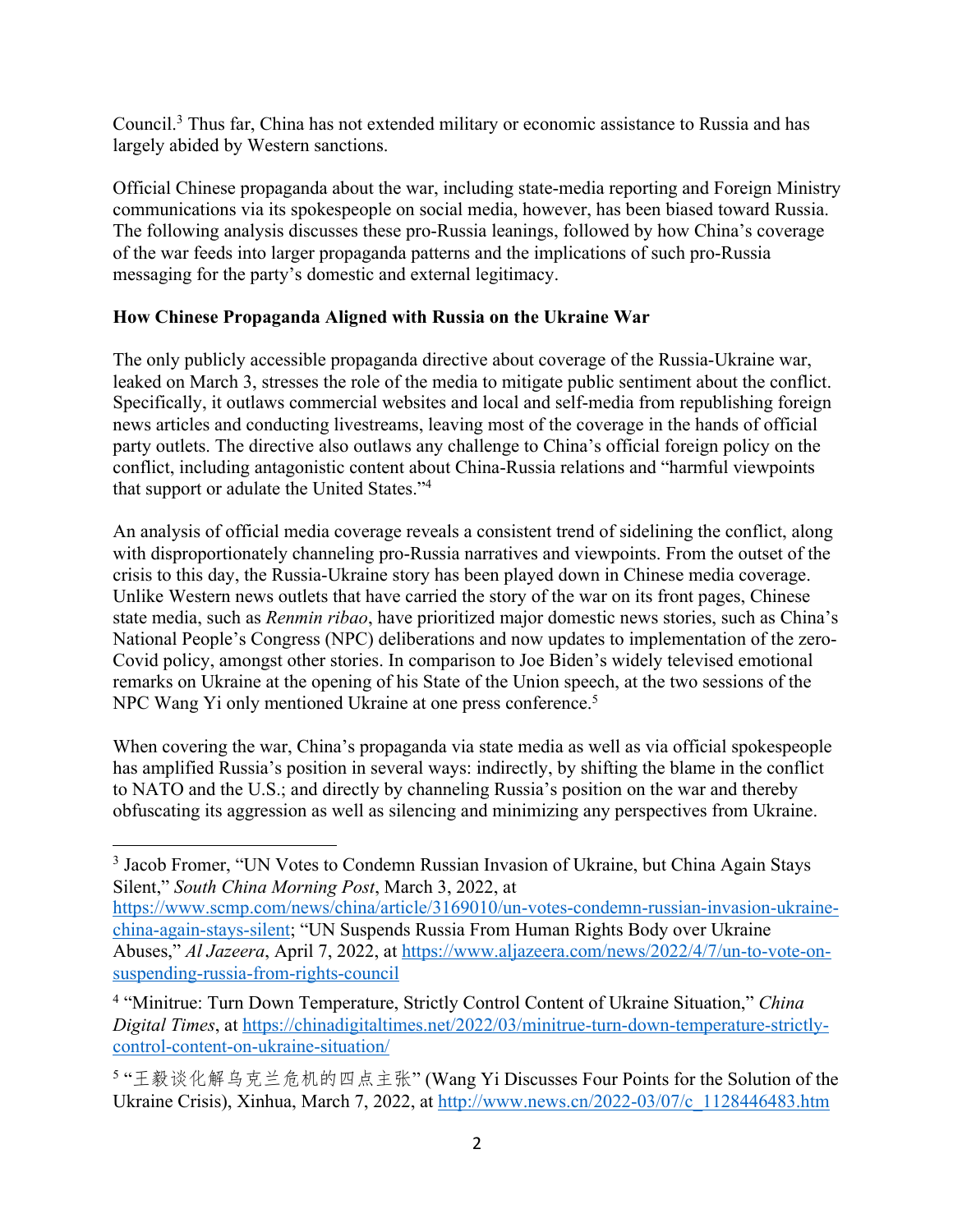Council.[3] Thus far, China has not extended military or economic assistance to Russia and has largely abided by Western sanctions.

Official Chinese propaganda about the war, including state-media reporting and Foreign Ministry communications via its spokespeople on social media, however, has been biased toward Russia. The following analysis discusses these pro-Russia leanings, followed by how China's coverage of the war feeds into larger propaganda patterns and the implications of such pro-Russia messaging for the party's domestic and external legitimacy.

**How Chinese Propaganda Aligned with Russia on the Ukraine War**

The only publicly accessible propaganda directive about coverage of the Russia-Ukraine war, leaked on March 3, stresses the role of the media to mitigate public sentiment about the conflict. Specifically, it outlaws commercial websites and local and self-media from republishing foreign news articles and conducting livestreams, leaving most of the coverage in the hands of official party outlets. The directive also outlaws any challenge to China's official foreign policy on the conflict, including antagonistic content about China-Russia relations and "harmful viewpoints that support or adulate the United States."[4]

An analysis of official media coverage reveals a consistent trend of sidelining the conflict, along with disproportionately channeling pro-Russia narratives and viewpoints. From the outset of the crisis to this day, the Russia-Ukraine story has been played down in Chinese media coverage. Unlike Western news outlets that have carried the story of the war on its front pages, Chinese state media, such as *Renmin ribao*, have prioritized major domestic news stories, such as China's National People's Congress (NPC) deliberations and now updates to implementation of the zero-Covid policy, amongst other stories. In comparison to Joe Biden's widely televised emotional remarks on Ukraine at the opening of his State of the Union speech, at the two sessions of the NPC Wang Yi only mentioned Ukraine at one press conference.[5]

When covering the war, China's propaganda via state media as well as via official spokespeople has amplified Russia's position in several ways: indirectly, by shifting the blame in the conflict to NATO and the U.S.; and directly by channeling Russia's position on the war and thereby obfuscating its aggression as well as silencing and minimizing any perspectives from Ukraine.

---

[3] Jacob Fromer, "UN Votes to Condemn Russian Invasion of Ukraine, but China Again Stays Silent," *South China Morning Post*, March 3, 2022, at https://www.scmp.com/news/china/article/3169010/un-votes-condemn-russian-invasion-ukraine-china-again-stays-silent; "UN Suspends Russia From Human Rights Body over Ukraine Abuses," *Al Jazeera*, April 7, 2022, at https://www.aljazeera.com/news/2022/4/7/un-to-vote-on-suspending-russia-from-rights-council

[4] "Minitrue: Turn Down Temperature, Strictly Control Content of Ukraine Situation," *China Digital Times*, at https://chinadigitaltimes.net/2022/03/minitrue-turn-down-temperature-strictly-control-content-on-ukraine-situation/

[5] "王毅谈化解乌克兰危机的四点主张" (Wang Yi Discusses Four Points for the Solution of the Ukraine Crisis), Xinhua, March 7, 2022, at http://www.news.cn/2022-03/07/c_1128446483.htm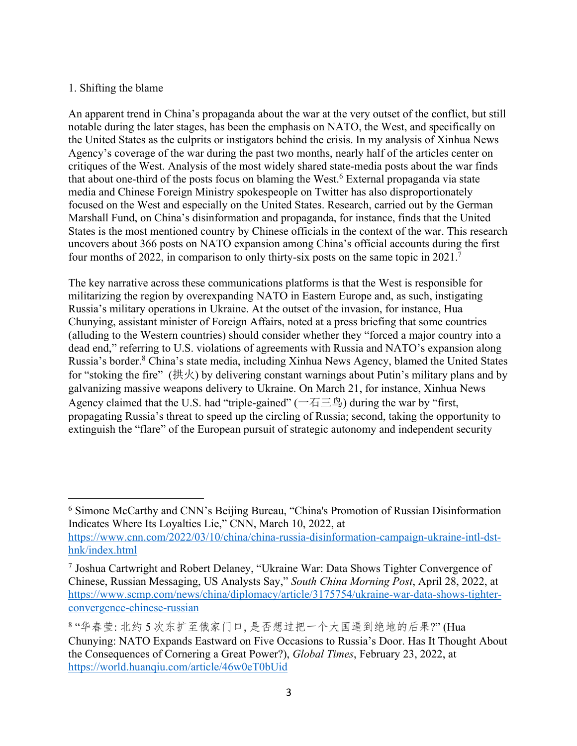1. Shifting the blame

An apparent trend in China's propaganda about the war at the very outset of the conflict, but still notable during the later stages, has been the emphasis on NATO, the West, and specifically on the United States as the culprits or instigators behind the crisis. In my analysis of Xinhua News Agency's coverage of the war during the past two months, nearly half of the articles center on critiques of the West. Analysis of the most widely shared state-media posts about the war finds that about one-third of the posts focus on blaming the West.[6] External propaganda via state media and Chinese Foreign Ministry spokespeople on Twitter has also disproportionately focused on the West and especially on the United States. Research, carried out by the German Marshall Fund, on China's disinformation and propaganda, for instance, finds that the United States is the most mentioned country by Chinese officials in the context of the war. This research uncovers about 366 posts on NATO expansion among China's official accounts during the first four months of 2022, in comparison to only thirty-six posts on the same topic in 2021.[7]

The key narrative across these communications platforms is that the West is responsible for militarizing the region by overexpanding NATO in Eastern Europe and, as such, instigating Russia's military operations in Ukraine. At the outset of the invasion, for instance, Hua Chunying, assistant minister of Foreign Affairs, noted at a press briefing that some countries (alluding to the Western countries) should consider whether they "forced a major country into a dead end," referring to U.S. violations of agreements with Russia and NATO's expansion along Russia's border.[8] China's state media, including Xinhua News Agency, blamed the United States for "stoking the fire" (拱火) by delivering constant warnings about Putin's military plans and by galvanizing massive weapons delivery to Ukraine. On March 21, for instance, Xinhua News Agency claimed that the U.S. had "triple-gained" (一石三鸟) during the war by "first, propagating Russia's threat to speed up the circling of Russia; second, taking the opportunity to extinguish the "flare" of the European pursuit of strategic autonomy and independent security

---

[6] Simone McCarthy and CNN's Beijing Bureau, "China's Promotion of Russian Disinformation Indicates Where Its Loyalties Lie," CNN, March 10, 2022, at https://www.cnn.com/2022/03/10/china/china-russia-disinformation-campaign-ukraine-intl-dst-hnk/index.html

[7] Joshua Cartwright and Robert Delaney, "Ukraine War: Data Shows Tighter Convergence of Chinese, Russian Messaging, US Analysts Say," *South China Morning Post*, April 28, 2022, at https://www.scmp.com/news/china/diplomacy/article/3175754/ukraine-war-data-shows-tighter-convergence-chinese-russian

[8] "华春莹: 北约 5 次东扩至俄家门口, 是否想过把一个大国逼到绝地的后果?" (Hua Chunying: NATO Expands Eastward on Five Occasions to Russia's Door. Has It Thought About the Consequences of Cornering a Great Power?), *Global Times*, February 23, 2022, at https://world.huanqiu.com/article/46w0eT0bUid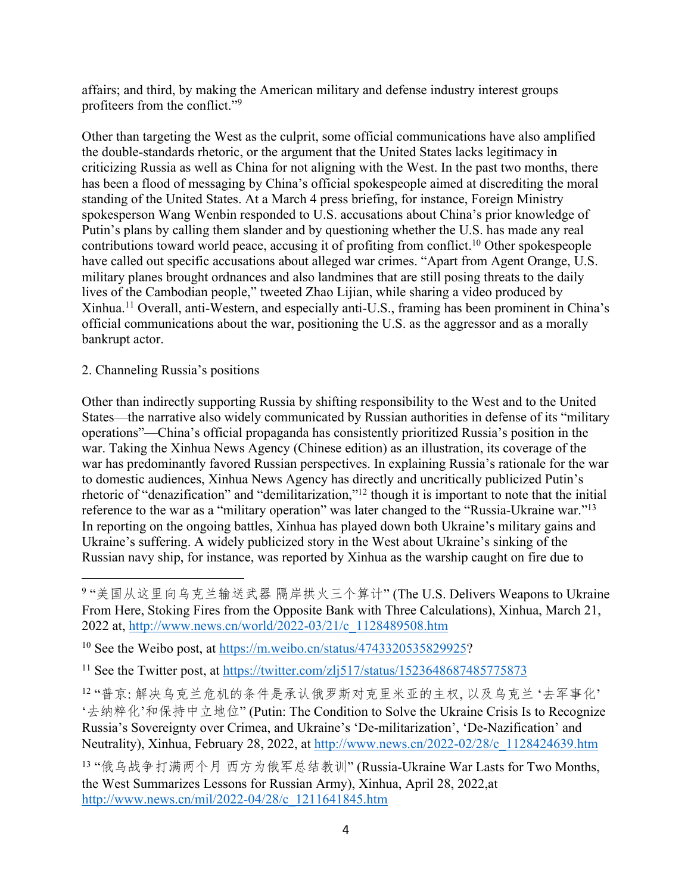affairs; and third, by making the American military and defense industry interest groups profiteers from the conflict."[9]

Other than targeting the West as the culprit, some official communications have also amplified the double-standards rhetoric, or the argument that the United States lacks legitimacy in criticizing Russia as well as China for not aligning with the West. In the past two months, there has been a flood of messaging by China's official spokespeople aimed at discrediting the moral standing of the United States. At a March 4 press briefing, for instance, Foreign Ministry spokesperson Wang Wenbin responded to U.S. accusations about China's prior knowledge of Putin's plans by calling them slander and by questioning whether the U.S. has made any real contributions toward world peace, accusing it of profiting from conflict.[10] Other spokespeople have called out specific accusations about alleged war crimes. "Apart from Agent Orange, U.S. military planes brought ordnances and also landmines that are still posing threats to the daily lives of the Cambodian people," tweeted Zhao Lijian, while sharing a video produced by Xinhua.[11] Overall, anti-Western, and especially anti-U.S., framing has been prominent in China's official communications about the war, positioning the U.S. as the aggressor and as a morally bankrupt actor.

2. Channeling Russia's positions

Other than indirectly supporting Russia by shifting responsibility to the West and to the United States—the narrative also widely communicated by Russian authorities in defense of its "military operations"—China's official propaganda has consistently prioritized Russia's position in the war. Taking the Xinhua News Agency (Chinese edition) as an illustration, its coverage of the war has predominantly favored Russian perspectives. In explaining Russia's rationale for the war to domestic audiences, Xinhua News Agency has directly and uncritically publicized Putin's rhetoric of "denazification" and "demilitarization,"[12] though it is important to note that the initial reference to the war as a "military operation" was later changed to the "Russia-Ukraine war."[13] In reporting on the ongoing battles, Xinhua has played down both Ukraine's military gains and Ukraine's suffering. A widely publicized story in the West about Ukraine's sinking of the Russian navy ship, for instance, was reported by Xinhua as the warship caught on fire due to

---

[9] "美国从这里向乌克兰输送武器 隔岸拱火三个算计" (The U.S. Delivers Weapons to Ukraine From Here, Stoking Fires from the Opposite Bank with Three Calculations), Xinhua, March 21, 2022 at, http://www.news.cn/world/2022-03/21/c_1128489508.htm

[10] See the Weibo post, at https://m.weibo.cn/status/4743320535829925?

[11] See the Twitter post, at https://twitter.com/zlj517/status/1523648687485775873

[12] "普京: 解决乌克兰危机的条件是承认俄罗斯对克里米亚的主权, 以及乌克兰 '去军事化' '去纳粹化'和保持中立地位" (Putin: The Condition to Solve the Ukraine Crisis Is to Recognize Russia's Sovereignty over Crimea, and Ukraine's 'De-militarization', 'De-Nazification' and Neutrality), Xinhua, February 28, 2022, at http://www.news.cn/2022-02/28/c_1128424639.htm

[13] "俄乌战争打满两个月 西方为俄军总结教训" (Russia-Ukraine War Lasts for Two Months, the West Summarizes Lessons for Russian Army), Xinhua, April 28, 2022,at http://www.news.cn/mil/2022-04/28/c_1211641845.htm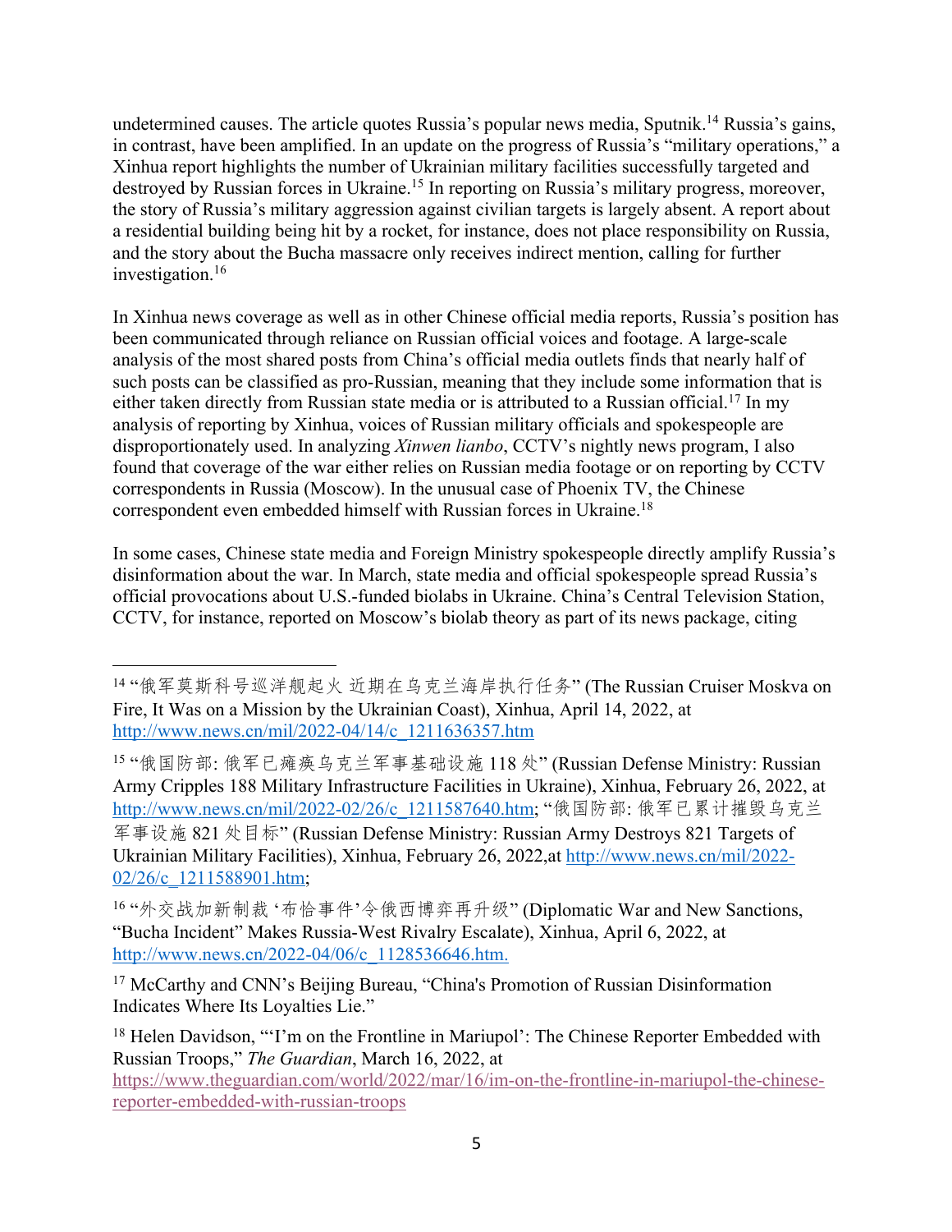undetermined causes. The article quotes Russia's popular news media, Sputnik.[14] Russia's gains, in contrast, have been amplified. In an update on the progress of Russia's "military operations," a Xinhua report highlights the number of Ukrainian military facilities successfully targeted and destroyed by Russian forces in Ukraine.[15] In reporting on Russia's military progress, moreover, the story of Russia's military aggression against civilian targets is largely absent. A report about a residential building being hit by a rocket, for instance, does not place responsibility on Russia, and the story about the Bucha massacre only receives indirect mention, calling for further investigation.[16]

In Xinhua news coverage as well as in other Chinese official media reports, Russia's position has been communicated through reliance on Russian official voices and footage. A large-scale analysis of the most shared posts from China's official media outlets finds that nearly half of such posts can be classified as pro-Russian, meaning that they include some information that is either taken directly from Russian state media or is attributed to a Russian official.[17] In my analysis of reporting by Xinhua, voices of Russian military officials and spokespeople are disproportionately used. In analyzing *Xinwen lianbo*, CCTV's nightly news program, I also found that coverage of the war either relies on Russian media footage or on reporting by CCTV correspondents in Russia (Moscow). In the unusual case of Phoenix TV, the Chinese correspondent even embedded himself with Russian forces in Ukraine.[18]

In some cases, Chinese state media and Foreign Ministry spokespeople directly amplify Russia's disinformation about the war. In March, state media and official spokespeople spread Russia's official provocations about U.S.-funded biolabs in Ukraine. China's Central Television Station, CCTV, for instance, reported on Moscow's biolab theory as part of its news package, citing

---

[14] "俄军莫斯科号巡洋舰起火 近期在乌克兰海岸执行任务" (The Russian Cruiser Moskva on Fire, It Was on a Mission by the Ukrainian Coast), Xinhua, April 14, 2022, at http://www.news.cn/mil/2022-04/14/c_1211636357.htm

[15] "俄国防部: 俄军已瘫痪乌克兰军事基础设施 118 处" (Russian Defense Ministry: Russian Army Cripples 188 Military Infrastructure Facilities in Ukraine), Xinhua, February 26, 2022, at http://www.news.cn/mil/2022-02/26/c_1211587640.htm; "俄国防部: 俄军已累计摧毁乌克兰军事设施 821 处目标" (Russian Defense Ministry: Russian Army Destroys 821 Targets of Ukrainian Military Facilities), Xinhua, February 26, 2022,at http://www.news.cn/mil/2022-02/26/c_1211588901.htm;

[16] "外交战加新制裁'布恰事件'令俄西博弈再升级" (Diplomatic War and New Sanctions, "Bucha Incident" Makes Russia-West Rivalry Escalate), Xinhua, April 6, 2022, at http://www.news.cn/2022-04/06/c_1128536646.htm.

[17] McCarthy and CNN's Beijing Bureau, "China's Promotion of Russian Disinformation Indicates Where Its Loyalties Lie."

[18] Helen Davidson, "'I'm on the Frontline in Mariupol': The Chinese Reporter Embedded with Russian Troops," *The Guardian*, March 16, 2022, at https://www.theguardian.com/world/2022/mar/16/im-on-the-frontline-in-mariupol-the-chinese-reporter-embedded-with-russian-troops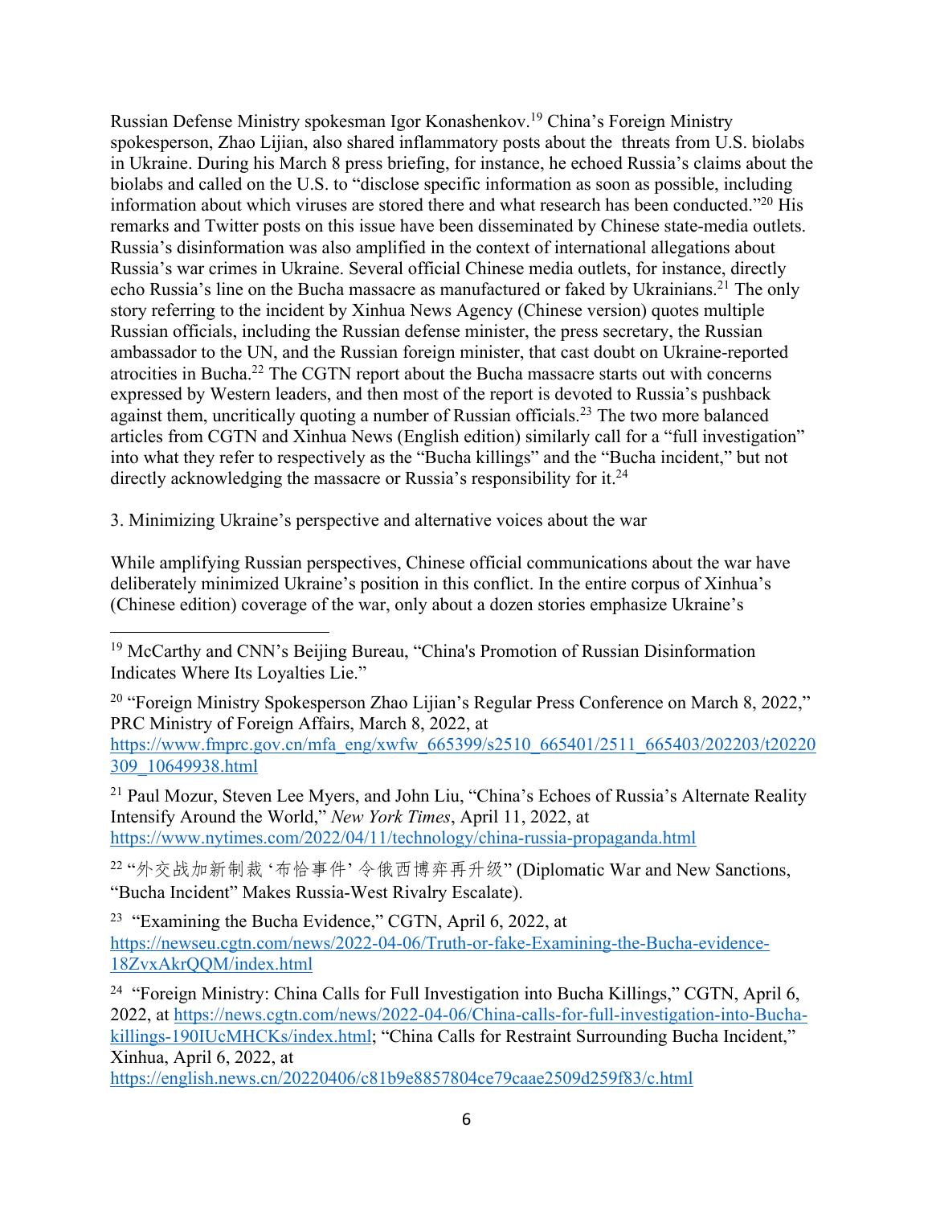Russian Defense Ministry spokesman Igor Konashenkov.[19] China's Foreign Ministry spokesperson, Zhao Lijian, also shared inflammatory posts about the threats from U.S. biolabs in Ukraine. During his March 8 press briefing, for instance, he echoed Russia's claims about the biolabs and called on the U.S. to "disclose specific information as soon as possible, including information about which viruses are stored there and what research has been conducted."[20] His remarks and Twitter posts on this issue have been disseminated by Chinese state-media outlets. Russia's disinformation was also amplified in the context of international allegations about Russia's war crimes in Ukraine. Several official Chinese media outlets, for instance, directly echo Russia's line on the Bucha massacre as manufactured or faked by Ukrainians.[21] The only story referring to the incident by Xinhua News Agency (Chinese version) quotes multiple Russian officials, including the Russian defense minister, the press secretary, the Russian ambassador to the UN, and the Russian foreign minister, that cast doubt on Ukraine-reported atrocities in Bucha.[22] The CGTN report about the Bucha massacre starts out with concerns expressed by Western leaders, and then most of the report is devoted to Russia's pushback against them, uncritically quoting a number of Russian officials.[23] The two more balanced articles from CGTN and Xinhua News (English edition) similarly call for a "full investigation" into what they refer to respectively as the "Bucha killings" and the "Bucha incident," but not directly acknowledging the massacre or Russia's responsibility for it.[24]

3. Minimizing Ukraine's perspective and alternative voices about the war

While amplifying Russian perspectives, Chinese official communications about the war have deliberately minimized Ukraine's position in this conflict. In the entire corpus of Xinhua's (Chinese edition) coverage of the war, only about a dozen stories emphasize Ukraine's

---

[19] McCarthy and CNN's Beijing Bureau, "China's Promotion of Russian Disinformation Indicates Where Its Loyalties Lie."

[20] "Foreign Ministry Spokesperson Zhao Lijian's Regular Press Conference on March 8, 2022," PRC Ministry of Foreign Affairs, March 8, 2022, at https://www.fmprc.gov.cn/mfa_eng/xwfw_665399/s2510_665401/2511_665403/202203/t20220309_10649938.html

[21] Paul Mozur, Steven Lee Myers, and John Liu, "China's Echoes of Russia's Alternate Reality Intensify Around the World," *New York Times*, April 11, 2022, at https://www.nytimes.com/2022/04/11/technology/china-russia-propaganda.html

[22] "外交战加新制裁'布恰事件'令俄西博弈再升级" (Diplomatic War and New Sanctions, "Bucha Incident" Makes Russia-West Rivalry Escalate).

[23] "Examining the Bucha Evidence," CGTN, April 6, 2022, at https://newseu.cgtn.com/news/2022-04-06/Truth-or-fake-Examining-the-Bucha-evidence-18ZvxAkrQQM/index.html

[24] "Foreign Ministry: China Calls for Full Investigation into Bucha Killings," CGTN, April 6, 2022, at https://news.cgtn.com/news/2022-04-06/China-calls-for-full-investigation-into-Bucha-killings-190IUcMHCKs/index.html; "China Calls for Restraint Surrounding Bucha Incident," Xinhua, April 6, 2022, at https://english.news.cn/20220406/c81b9e8857804ce79caae2509d259f83/c.html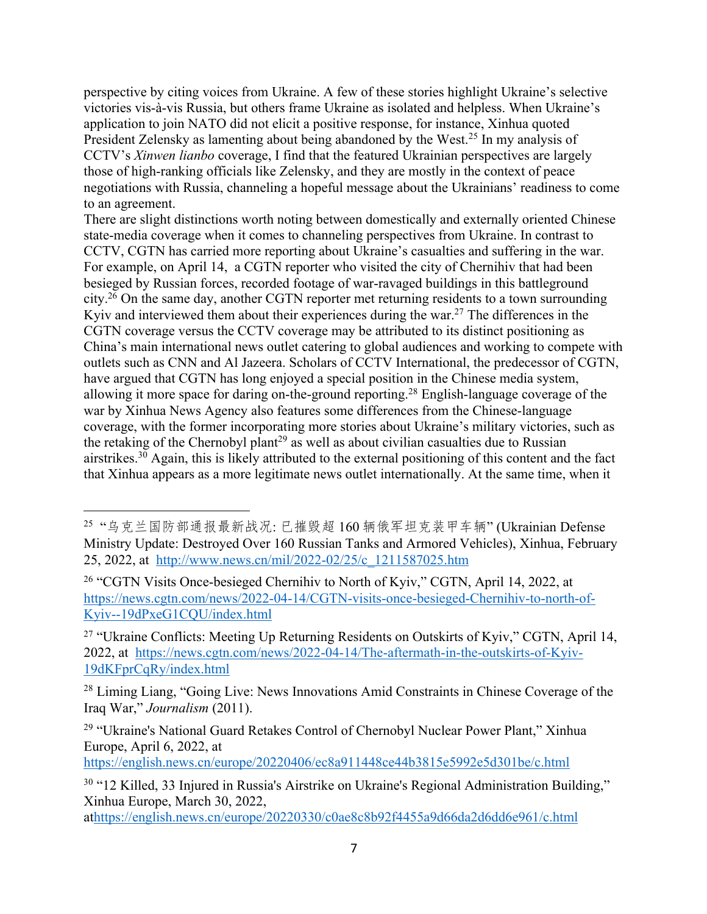perspective by citing voices from Ukraine. A few of these stories highlight Ukraine's selective victories vis-à-vis Russia, but others frame Ukraine as isolated and helpless. When Ukraine's application to join NATO did not elicit a positive response, for instance, Xinhua quoted President Zelensky as lamenting about being abandoned by the West.[25] In my analysis of CCTV's *Xinwen lianbo* coverage, I find that the featured Ukrainian perspectives are largely those of high-ranking officials like Zelensky, and they are mostly in the context of peace negotiations with Russia, channeling a hopeful message about the Ukrainians' readiness to come to an agreement.

There are slight distinctions worth noting between domestically and externally oriented Chinese state-media coverage when it comes to channeling perspectives from Ukraine. In contrast to CCTV, CGTN has carried more reporting about Ukraine's casualties and suffering in the war. For example, on April 14, a CGTN reporter who visited the city of Chernihiv that had been besieged by Russian forces, recorded footage of war-ravaged buildings in this battleground city.[26] On the same day, another CGTN reporter met returning residents to a town surrounding Kyiv and interviewed them about their experiences during the war.[27] The differences in the CGTN coverage versus the CCTV coverage may be attributed to its distinct positioning as China's main international news outlet catering to global audiences and working to compete with outlets such as CNN and Al Jazeera. Scholars of CCTV International, the predecessor of CGTN, have argued that CGTN has long enjoyed a special position in the Chinese media system, allowing it more space for daring on-the-ground reporting.[28] English-language coverage of the war by Xinhua News Agency also features some differences from the Chinese-language coverage, with the former incorporating more stories about Ukraine's military victories, such as the retaking of the Chernobyl plant[29] as well as about civilian casualties due to Russian airstrikes.[30] Again, this is likely attributed to the external positioning of this content and the fact that Xinhua appears as a more legitimate news outlet internationally. At the same time, when it

---

[25] "乌克兰国防部通报最新战况: 已摧毁超 160 辆俄军坦克装甲车辆" (Ukrainian Defense Ministry Update: Destroyed Over 160 Russian Tanks and Armored Vehicles), Xinhua, February 25, 2022, at http://www.news.cn/mil/2022-02/25/c_1211587025.htm

[26] "CGTN Visits Once-besieged Chernihiv to North of Kyiv," CGTN, April 14, 2022, at https://news.cgtn.com/news/2022-04-14/CGTN-visits-once-besieged-Chernihiv-to-north-of-Kyiv--19dPxeG1CQU/index.html

[27] "Ukraine Conflicts: Meeting Up Returning Residents on Outskirts of Kyiv," CGTN, April 14, 2022, at https://news.cgtn.com/news/2022-04-14/The-aftermath-in-the-outskirts-of-Kyiv-19dKFprCqRy/index.html

[28] Liming Liang, "Going Live: News Innovations Amid Constraints in Chinese Coverage of the Iraq War," *Journalism* (2011).

[29] "Ukraine's National Guard Retakes Control of Chernobyl Nuclear Power Plant," Xinhua Europe, April 6, 2022, at https://english.news.cn/europe/20220406/ec8a911448ce44b3815e5992e5d301be/c.html

[30] "12 Killed, 33 Injured in Russia's Airstrike on Ukraine's Regional Administration Building," Xinhua Europe, March 30, 2022, athttps://english.news.cn/europe/20220330/c0ae8c8b92f4455a9d66da2d6dd6e961/c.html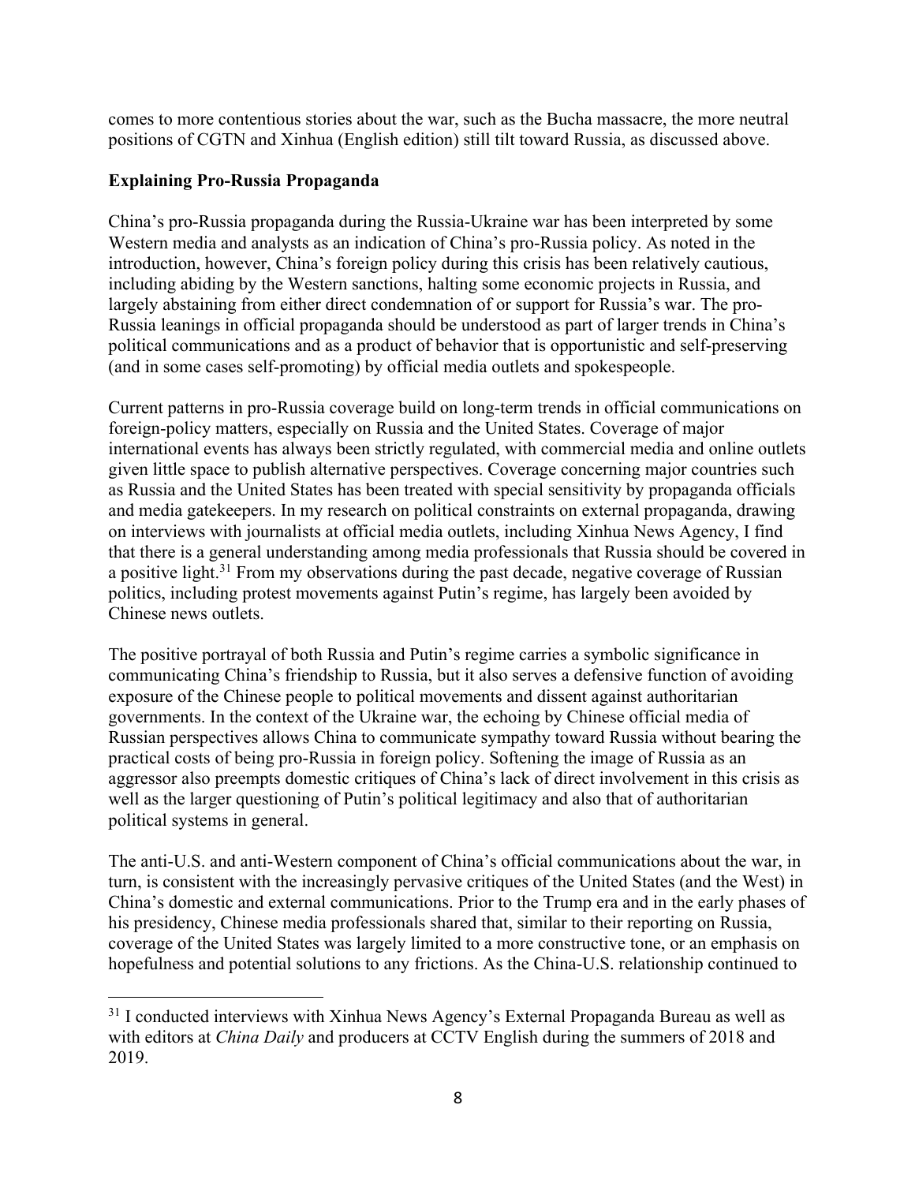comes to more contentious stories about the war, such as the Bucha massacre, the more neutral positions of CGTN and Xinhua (English edition) still tilt toward Russia, as discussed above.

## Explaining Pro-Russia Propaganda

China's pro-Russia propaganda during the Russia-Ukraine war has been interpreted by some Western media and analysts as an indication of China's pro-Russia policy. As noted in the introduction, however, China's foreign policy during this crisis has been relatively cautious, including abiding by the Western sanctions, halting some economic projects in Russia, and largely abstaining from either direct condemnation of or support for Russia's war. The pro-Russia leanings in official propaganda should be understood as part of larger trends in China's political communications and as a product of behavior that is opportunistic and self-preserving (and in some cases self-promoting) by official media outlets and spokespeople.

Current patterns in pro-Russia coverage build on long-term trends in official communications on foreign-policy matters, especially on Russia and the United States. Coverage of major international events has always been strictly regulated, with commercial media and online outlets given little space to publish alternative perspectives. Coverage concerning major countries such as Russia and the United States has been treated with special sensitivity by propaganda officials and media gatekeepers. In my research on political constraints on external propaganda, drawing on interviews with journalists at official media outlets, including Xinhua News Agency, I find that there is a general understanding among media professionals that Russia should be covered in a positive light.[31] From my observations during the past decade, negative coverage of Russian politics, including protest movements against Putin's regime, has largely been avoided by Chinese news outlets.

The positive portrayal of both Russia and Putin's regime carries a symbolic significance in communicating China's friendship to Russia, but it also serves a defensive function of avoiding exposure of the Chinese people to political movements and dissent against authoritarian governments. In the context of the Ukraine war, the echoing by Chinese official media of Russian perspectives allows China to communicate sympathy toward Russia without bearing the practical costs of being pro-Russia in foreign policy. Softening the image of Russia as an aggressor also preempts domestic critiques of China's lack of direct involvement in this crisis as well as the larger questioning of Putin's political legitimacy and also that of authoritarian political systems in general.

The anti-U.S. and anti-Western component of China's official communications about the war, in turn, is consistent with the increasingly pervasive critiques of the United States (and the West) in China's domestic and external communications. Prior to the Trump era and in the early phases of his presidency, Chinese media professionals shared that, similar to their reporting on Russia, coverage of the United States was largely limited to a more constructive tone, or an emphasis on hopefulness and potential solutions to any frictions. As the China-U.S. relationship continued to

---

[31] I conducted interviews with Xinhua News Agency's External Propaganda Bureau as well as with editors at *China Daily* and producers at CCTV English during the summers of 2018 and 2019.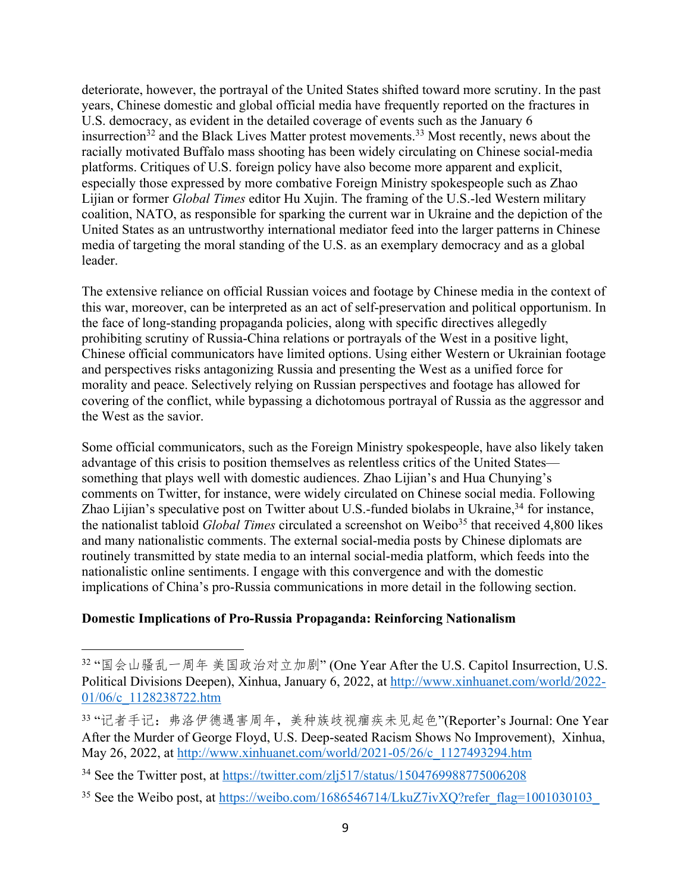deteriorate, however, the portrayal of the United States shifted toward more scrutiny. In the past years, Chinese domestic and global official media have frequently reported on the fractures in U.S. democracy, as evident in the detailed coverage of events such as the January 6 insurrection[32] and the Black Lives Matter protest movements.[33] Most recently, news about the racially motivated Buffalo mass shooting has been widely circulating on Chinese social-media platforms. Critiques of U.S. foreign policy have also become more apparent and explicit, especially those expressed by more combative Foreign Ministry spokespeople such as Zhao Lijian or former *Global Times* editor Hu Xujin. The framing of the U.S.-led Western military coalition, NATO, as responsible for sparking the current war in Ukraine and the depiction of the United States as an untrustworthy international mediator feed into the larger patterns in Chinese media of targeting the moral standing of the U.S. as an exemplary democracy and as a global leader.

The extensive reliance on official Russian voices and footage by Chinese media in the context of this war, moreover, can be interpreted as an act of self-preservation and political opportunism. In the face of long-standing propaganda policies, along with specific directives allegedly prohibiting scrutiny of Russia-China relations or portrayals of the West in a positive light, Chinese official communicators have limited options. Using either Western or Ukrainian footage and perspectives risks antagonizing Russia and presenting the West as a unified force for morality and peace. Selectively relying on Russian perspectives and footage has allowed for covering of the conflict, while bypassing a dichotomous portrayal of Russia as the aggressor and the West as the savior.

Some official communicators, such as the Foreign Ministry spokespeople, have also likely taken advantage of this crisis to position themselves as relentless critics of the United States—something that plays well with domestic audiences. Zhao Lijian's and Hua Chunying's comments on Twitter, for instance, were widely circulated on Chinese social media. Following Zhao Lijian's speculative post on Twitter about U.S.-funded biolabs in Ukraine,[34] for instance, the nationalist tabloid *Global Times* circulated a screenshot on Weibo[35] that received 4,800 likes and many nationalistic comments. The external social-media posts by Chinese diplomats are routinely transmitted by state media to an internal social-media platform, which feeds into the nationalistic online sentiments. I engage with this convergence and with the domestic implications of China's pro-Russia communications in more detail in the following section.

**Domestic Implications of Pro-Russia Propaganda: Reinforcing Nationalism**

---

[32] "国会山骚乱一周年 美国政治对立加剧" (One Year After the U.S. Capitol Insurrection, U.S. Political Divisions Deepen), Xinhua, January 6, 2022, at http://www.xinhuanet.com/world/2022-01/06/c_1128238722.htm

[33] "记者手记：弗洛伊德遇害周年，美种族歧视痼疾未见起色"(Reporter's Journal: One Year After the Murder of George Floyd, U.S. Deep-seated Racism Shows No Improvement), Xinhua, May 26, 2022, at http://www.xinhuanet.com/world/2021-05/26/c_1127493294.htm

[34] See the Twitter post, at https://twitter.com/zlj517/status/1504769988775006208

[35] See the Weibo post, at https://weibo.com/1686546714/LkuZ7ivXQ?refer_flag=1001030103_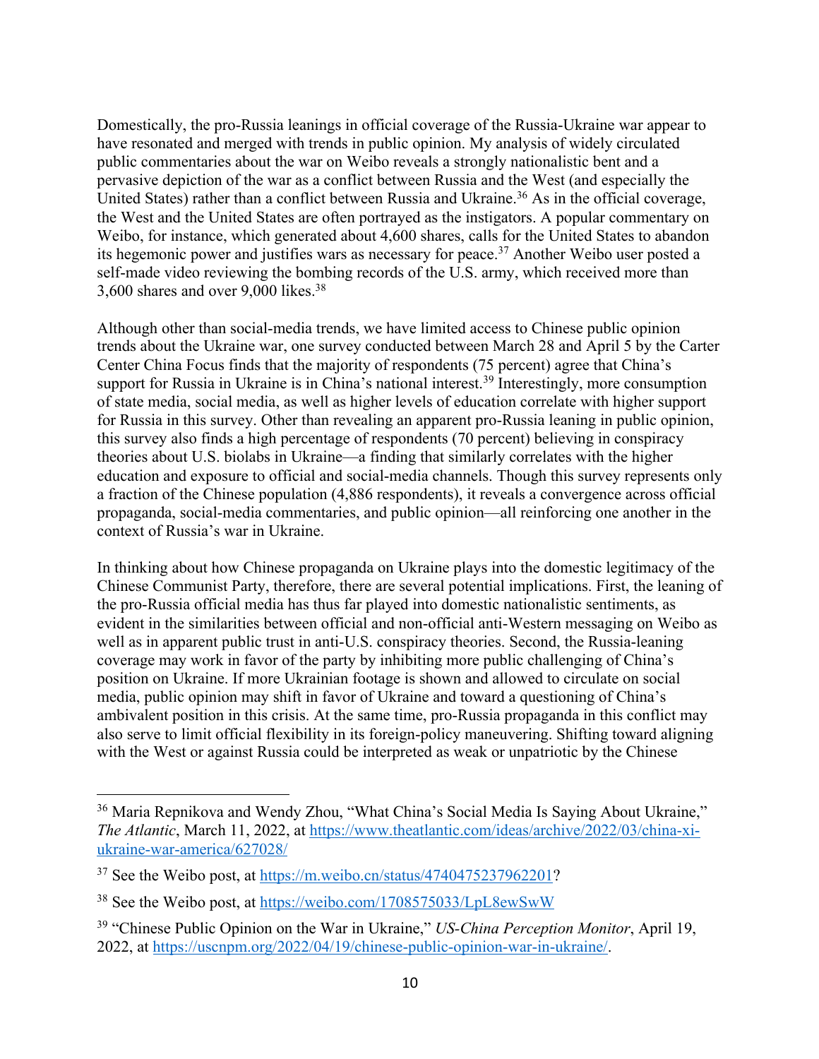Domestically, the pro-Russia leanings in official coverage of the Russia-Ukraine war appear to have resonated and merged with trends in public opinion. My analysis of widely circulated public commentaries about the war on Weibo reveals a strongly nationalistic bent and a pervasive depiction of the war as a conflict between Russia and the West (and especially the United States) rather than a conflict between Russia and Ukraine.[36] As in the official coverage, the West and the United States are often portrayed as the instigators. A popular commentary on Weibo, for instance, which generated about 4,600 shares, calls for the United States to abandon its hegemonic power and justifies wars as necessary for peace.[37] Another Weibo user posted a self-made video reviewing the bombing records of the U.S. army, which received more than 3,600 shares and over 9,000 likes.[38]

Although other than social-media trends, we have limited access to Chinese public opinion trends about the Ukraine war, one survey conducted between March 28 and April 5 by the Carter Center China Focus finds that the majority of respondents (75 percent) agree that China's support for Russia in Ukraine is in China's national interest.[39] Interestingly, more consumption of state media, social media, as well as higher levels of education correlate with higher support for Russia in this survey. Other than revealing an apparent pro-Russia leaning in public opinion, this survey also finds a high percentage of respondents (70 percent) believing in conspiracy theories about U.S. biolabs in Ukraine—a finding that similarly correlates with the higher education and exposure to official and social-media channels. Though this survey represents only a fraction of the Chinese population (4,886 respondents), it reveals a convergence across official propaganda, social-media commentaries, and public opinion—all reinforcing one another in the context of Russia's war in Ukraine.

In thinking about how Chinese propaganda on Ukraine plays into the domestic legitimacy of the Chinese Communist Party, therefore, there are several potential implications. First, the leaning of the pro-Russia official media has thus far played into domestic nationalistic sentiments, as evident in the similarities between official and non-official anti-Western messaging on Weibo as well as in apparent public trust in anti-U.S. conspiracy theories. Second, the Russia-leaning coverage may work in favor of the party by inhibiting more public challenging of China's position on Ukraine. If more Ukrainian footage is shown and allowed to circulate on social media, public opinion may shift in favor of Ukraine and toward a questioning of China's ambivalent position in this crisis. At the same time, pro-Russia propaganda in this conflict may also serve to limit official flexibility in its foreign-policy maneuvering. Shifting toward aligning with the West or against Russia could be interpreted as weak or unpatriotic by the Chinese

---

[36] Maria Repnikova and Wendy Zhou, "What China's Social Media Is Saying About Ukraine," *The Atlantic*, March 11, 2022, at https://www.theatlantic.com/ideas/archive/2022/03/china-xi-ukraine-war-america/627028/

[37] See the Weibo post, at https://m.weibo.cn/status/4740475237962201?

[38] See the Weibo post, at https://weibo.com/1708575033/LpL8ewSwW

[39] "Chinese Public Opinion on the War in Ukraine," *US-China Perception Monitor*, April 19, 2022, at https://uscnpm.org/2022/04/19/chinese-public-opinion-war-in-ukraine/.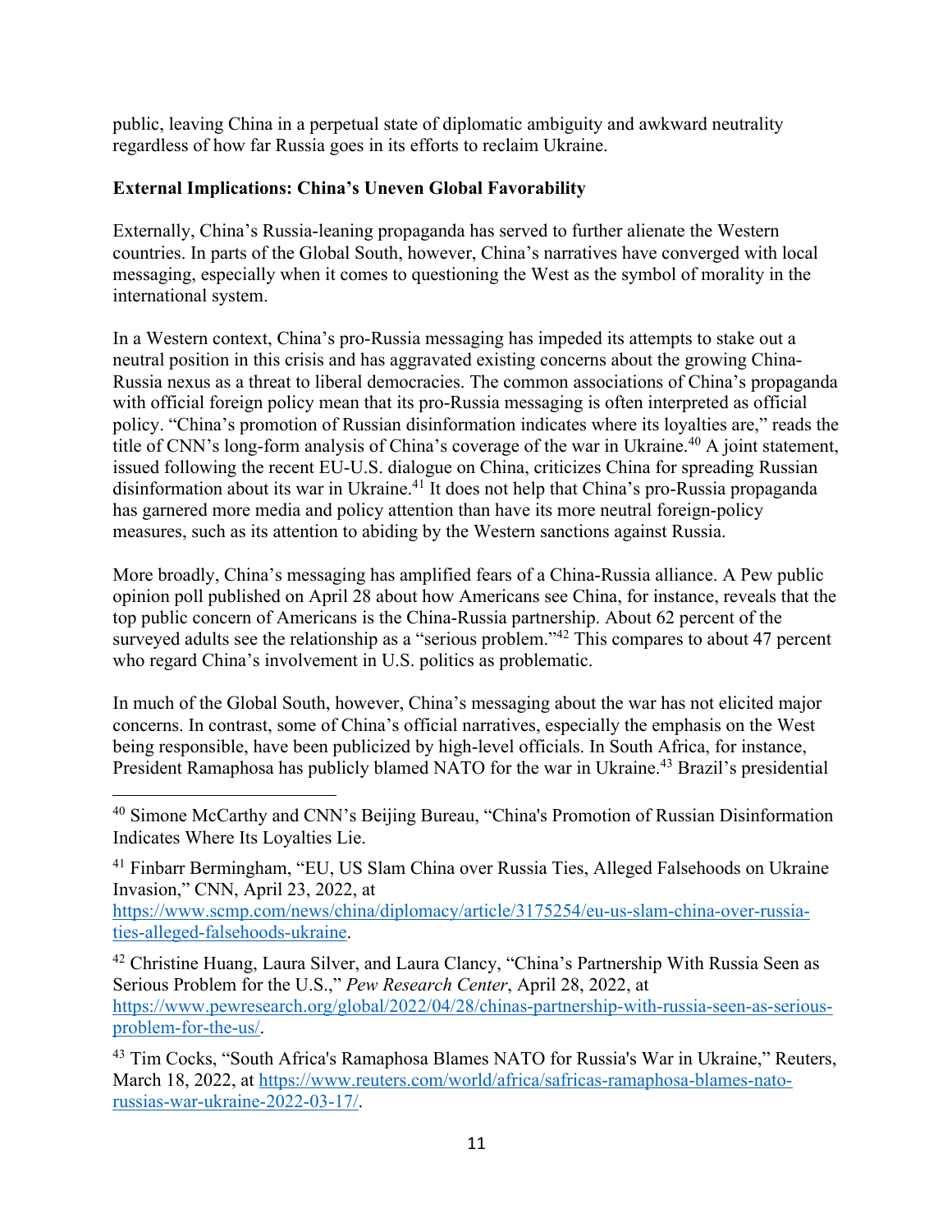public, leaving China in a perpetual state of diplomatic ambiguity and awkward neutrality regardless of how far Russia goes in its efforts to reclaim Ukraine.

**External Implications: China's Uneven Global Favorability**

Externally, China's Russia-leaning propaganda has served to further alienate the Western countries. In parts of the Global South, however, China's narratives have converged with local messaging, especially when it comes to questioning the West as the symbol of morality in the international system.

In a Western context, China's pro-Russia messaging has impeded its attempts to stake out a neutral position in this crisis and has aggravated existing concerns about the growing China-Russia nexus as a threat to liberal democracies. The common associations of China's propaganda with official foreign policy mean that its pro-Russia messaging is often interpreted as official policy. "China's promotion of Russian disinformation indicates where its loyalties are," reads the title of CNN's long-form analysis of China's coverage of the war in Ukraine.[40] A joint statement, issued following the recent EU-U.S. dialogue on China, criticizes China for spreading Russian disinformation about its war in Ukraine.[41] It does not help that China's pro-Russia propaganda has garnered more media and policy attention than have its more neutral foreign-policy measures, such as its attention to abiding by the Western sanctions against Russia.

More broadly, China's messaging has amplified fears of a China-Russia alliance. A Pew public opinion poll published on April 28 about how Americans see China, for instance, reveals that the top public concern of Americans is the China-Russia partnership. About 62 percent of the surveyed adults see the relationship as a "serious problem."[42] This compares to about 47 percent who regard China's involvement in U.S. politics as problematic.

In much of the Global South, however, China's messaging about the war has not elicited major concerns. In contrast, some of China's official narratives, especially the emphasis on the West being responsible, have been publicized by high-level officials. In South Africa, for instance, President Ramaphosa has publicly blamed NATO for the war in Ukraine.[43] Brazil's presidential

---

[40] Simone McCarthy and CNN's Beijing Bureau, "China's Promotion of Russian Disinformation Indicates Where Its Loyalties Lie.

[41] Finbarr Bermingham, "EU, US Slam China over Russia Ties, Alleged Falsehoods on Ukraine Invasion," CNN, April 23, 2022, at https://www.scmp.com/news/china/diplomacy/article/3175254/eu-us-slam-china-over-russia-ties-alleged-falsehoods-ukraine.

[42] Christine Huang, Laura Silver, and Laura Clancy, "China's Partnership With Russia Seen as Serious Problem for the U.S.," *Pew Research Center*, April 28, 2022, at https://www.pewresearch.org/global/2022/04/28/chinas-partnership-with-russia-seen-as-serious-problem-for-the-us/.

[43] Tim Cocks, "South Africa's Ramaphosa Blames NATO for Russia's War in Ukraine," Reuters, March 18, 2022, at https://www.reuters.com/world/africa/safricas-ramaphosa-blames-nato-russias-war-ukraine-2022-03-17/.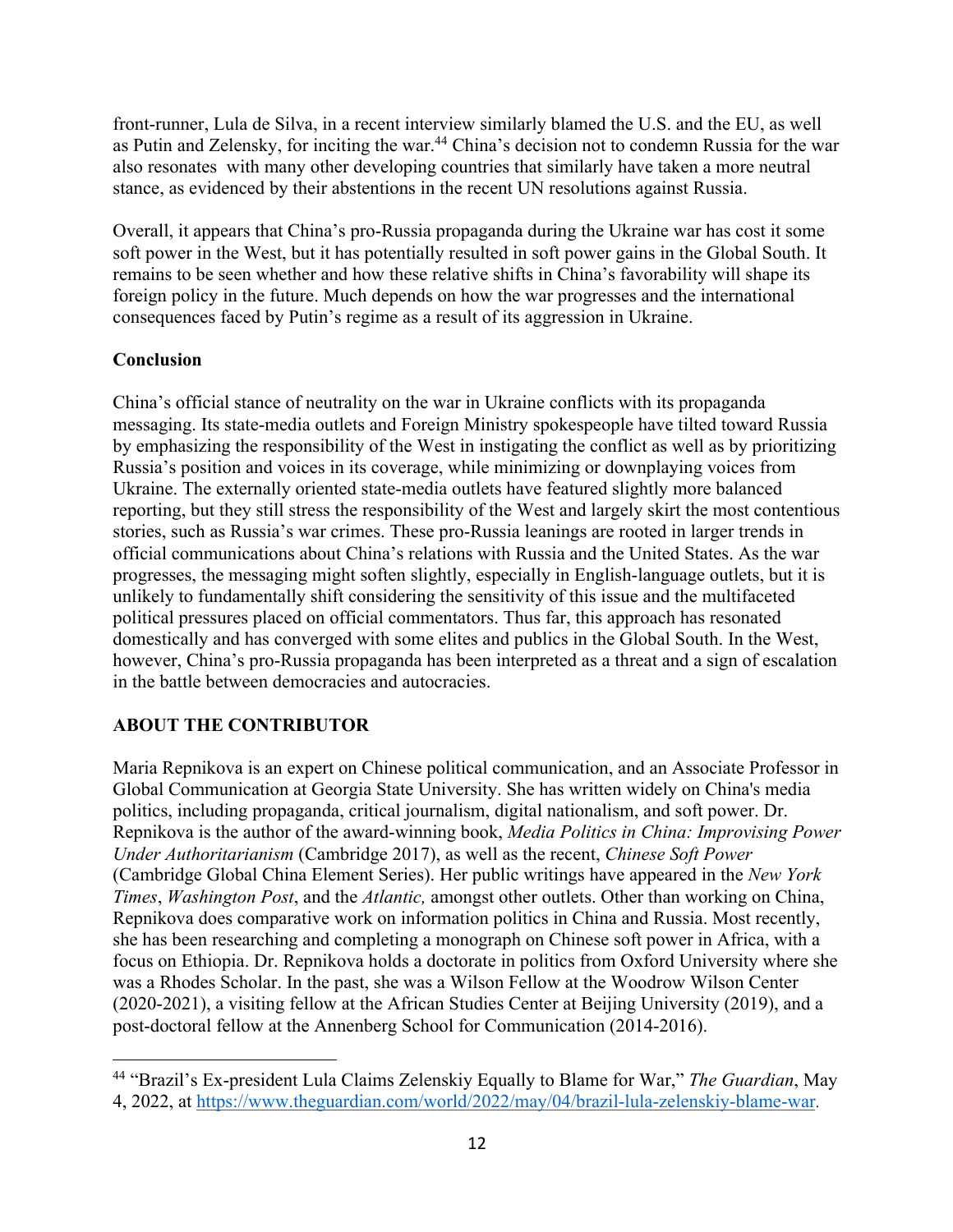front-runner, Lula de Silva, in a recent interview similarly blamed the U.S. and the EU, as well as Putin and Zelensky, for inciting the war.[44] China's decision not to condemn Russia for the war also resonates with many other developing countries that similarly have taken a more neutral stance, as evidenced by their abstentions in the recent UN resolutions against Russia.

Overall, it appears that China's pro-Russia propaganda during the Ukraine war has cost it some soft power in the West, but it has potentially resulted in soft power gains in the Global South. It remains to be seen whether and how these relative shifts in China's favorability will shape its foreign policy in the future. Much depends on how the war progresses and the international consequences faced by Putin's regime as a result of its aggression in Ukraine.

**Conclusion**

China's official stance of neutrality on the war in Ukraine conflicts with its propaganda messaging. Its state-media outlets and Foreign Ministry spokespeople have tilted toward Russia by emphasizing the responsibility of the West in instigating the conflict as well as by prioritizing Russia's position and voices in its coverage, while minimizing or downplaying voices from Ukraine. The externally oriented state-media outlets have featured slightly more balanced reporting, but they still stress the responsibility of the West and largely skirt the most contentious stories, such as Russia's war crimes. These pro-Russia leanings are rooted in larger trends in official communications about China's relations with Russia and the United States. As the war progresses, the messaging might soften slightly, especially in English-language outlets, but it is unlikely to fundamentally shift considering the sensitivity of this issue and the multifaceted political pressures placed on official commentators. Thus far, this approach has resonated domestically and has converged with some elites and publics in the Global South. In the West, however, China's pro-Russia propaganda has been interpreted as a threat and a sign of escalation in the battle between democracies and autocracies.

## ABOUT THE CONTRIBUTOR

Maria Repnikova is an expert on Chinese political communication, and an Associate Professor in Global Communication at Georgia State University. She has written widely on China's media politics, including propaganda, critical journalism, digital nationalism, and soft power. Dr. Repnikova is the author of the award-winning book, *Media Politics in China: Improvising Power Under Authoritarianism* (Cambridge 2017), as well as the recent, *Chinese Soft Power* (Cambridge Global China Element Series). Her public writings have appeared in the *New York Times*, *Washington Post*, and the *Atlantic,* amongst other outlets. Other than working on China, Repnikova does comparative work on information politics in China and Russia. Most recently, she has been researching and completing a monograph on Chinese soft power in Africa, with a focus on Ethiopia. Dr. Repnikova holds a doctorate in politics from Oxford University where she was a Rhodes Scholar. In the past, she was a Wilson Fellow at the Woodrow Wilson Center (2020-2021), a visiting fellow at the African Studies Center at Beijing University (2019), and a post-doctoral fellow at the Annenberg School for Communication (2014-2016).

---

[44] "Brazil's Ex-president Lula Claims Zelenskiy Equally to Blame for War," *The Guardian*, May 4, 2022, at https://www.theguardian.com/world/2022/may/04/brazil-lula-zelenskiy-blame-war.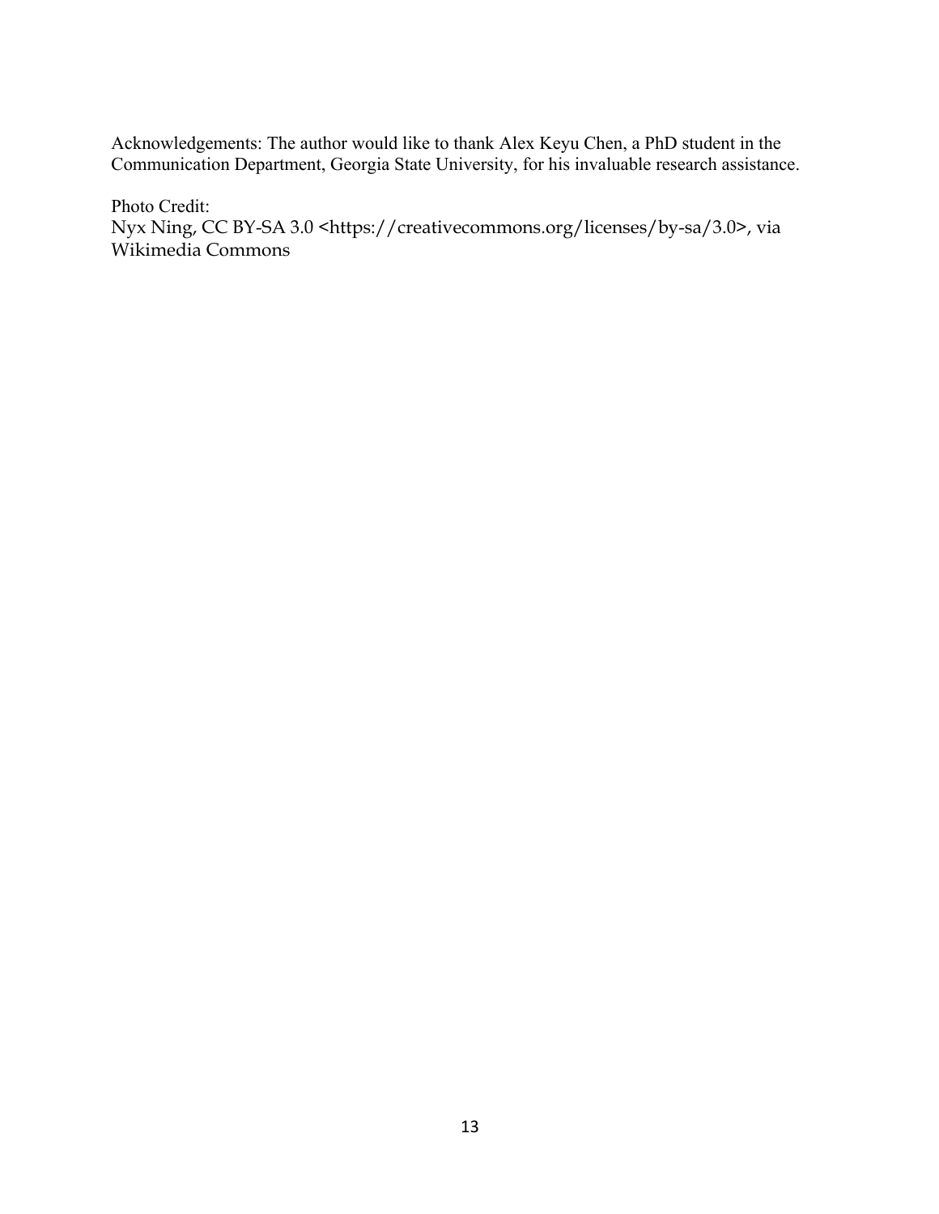Acknowledgements: The author would like to thank Alex Keyu Chen, a PhD student in the Communication Department, Georgia State University, for his invaluable research assistance.

Photo Credit:
Nyx Ning, CC BY-SA 3.0 <https://creativecommons.org/licenses/by-sa/3.0>, via Wikimedia Commons